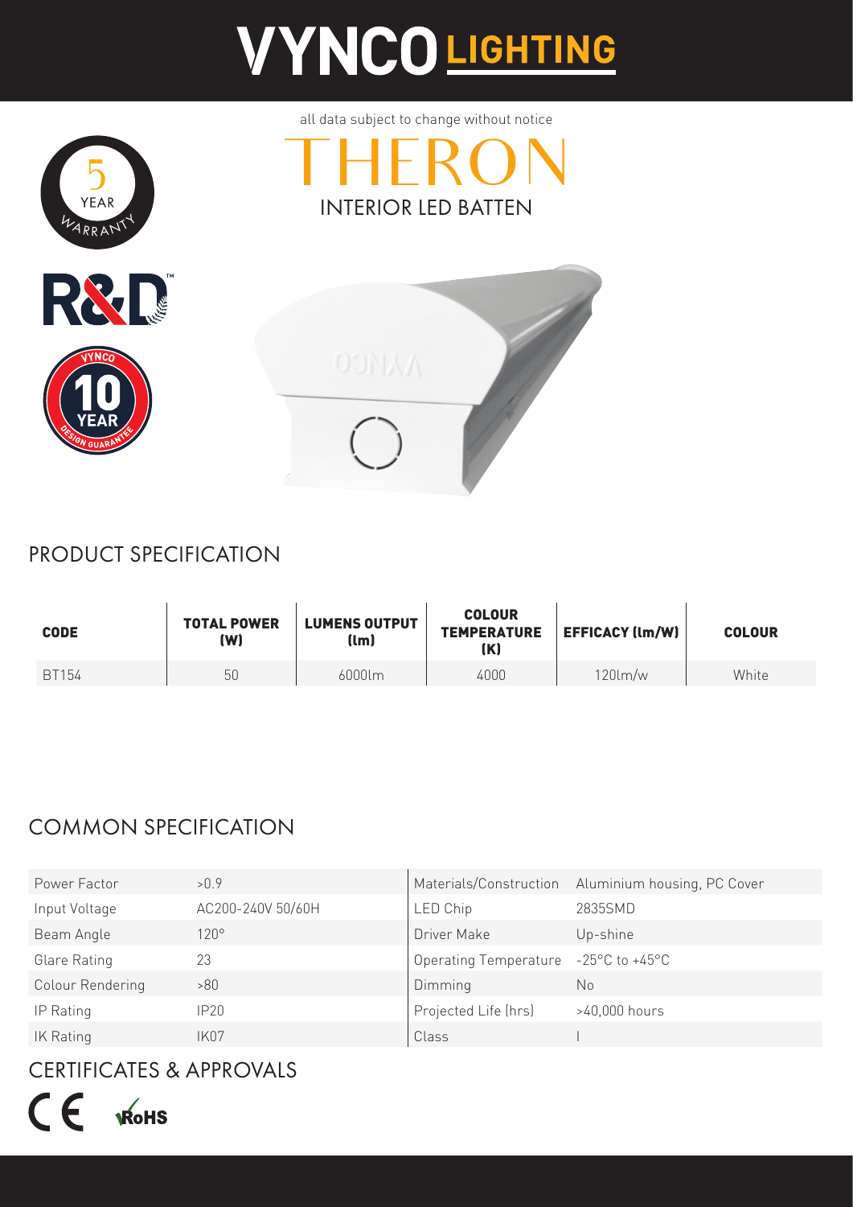# VYNCO LIGHTING

all data subject to change without notice

# THERON

INTERIOR LED BATTEN

5 YEAR WARRANTY

R&D

VYNCO 10 YEAR DESIGN GUARANTEE

## PRODUCT SPECIFICATION

| CODE | TOTAL POWER (W) | LUMENS OUTPUT (lm) | COLOUR TEMPERATURE (K) | EFFICACY (lm/W) | COLOUR |
|---|---|---|---|---|---|
| BT154 | 50 | 6000lm | 4000 | 120lm/w | White |

## COMMON SPECIFICATION

| | | | |
|---|---|---|---|
| Power Factor | >0.9 | Materials/Construction | Aluminium housing, PC Cover |
| Input Voltage | AC200-240V 50/60H | LED Chip | 2835SMD |
| Beam Angle | 120° | Driver Make | Up-shine |
| Glare Rating | 23 | Operating Temperature | -25°C to +45°C |
| Colour Rendering | >80 | Dimming | No |
| IP Rating | IP20 | Projected Life (hrs) | >40,000 hours |
| IK Rating | IK07 | Class | I |

## CERTIFICATES & APPROVALS

CE RoHS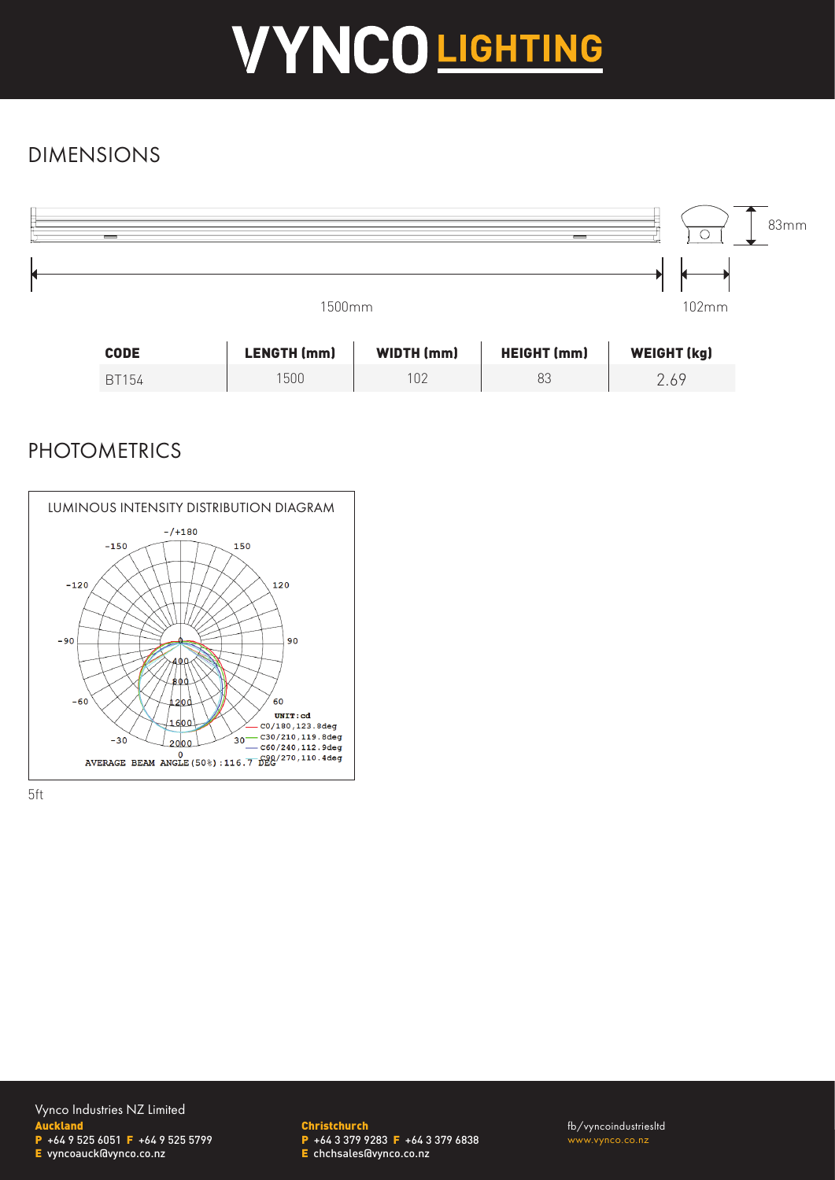# VYNCO LIGHTING

## DIMENSIONS

83mm

1500mm

102mm

| CODE | LENGTH (mm) | WIDTH (mm) | HEIGHT (mm) | WEIGHT (kg) |
|---|---|---|---|---|
| BT154 | 1500 | 102 | 83 | 2.69 |

## PHOTOMETRICS

LUMINOUS INTENSITY DISTRIBUTION DIAGRAM

-/+180

-150

150

-120

120

-90

90

-60

60

-30

30

0

0

400

800

1200

1600

2000

UNIT:cd

C0/180,123.8deg

C30/210,119.8deg

C60/240,112.9deg

C90/270,110.4deg

AVERAGE BEAM ANGLE(50%):116.7 DEG

5ft

Vynco Industries NZ Limited

**Auckland**
**P** +64 9 525 6051 **F** +64 9 525 5799
**E** vyncoauck@vynco.co.nz

**Christchurch**
**P** +64 3 379 9283 **F** +64 3 379 6838
**E** chchsales@vynco.co.nz

fb/vyncoindustriesltd
www.vynco.co.nz